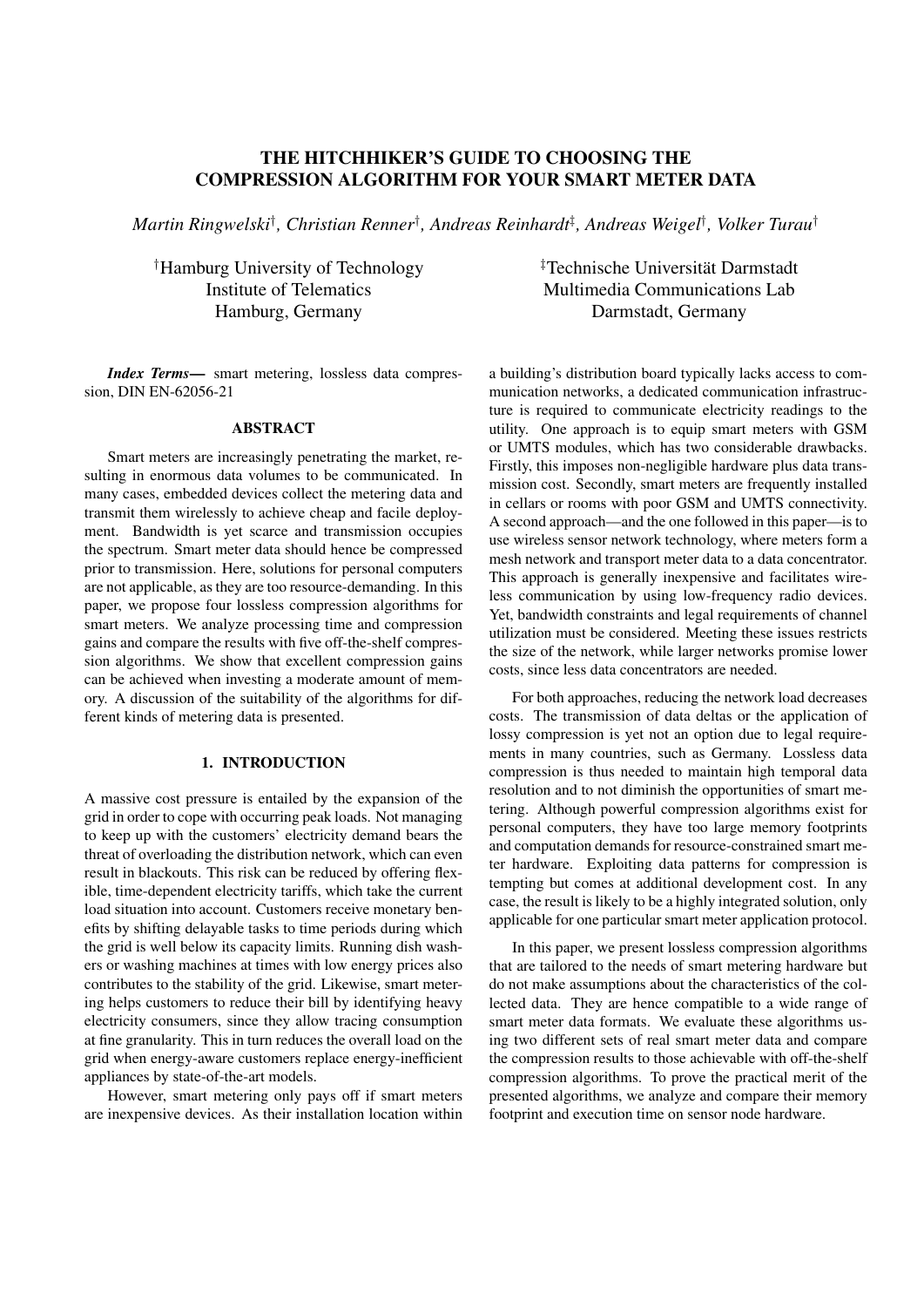# THE HITCHHIKER'S GUIDE TO CHOOSING THE COMPRESSION ALGORITHM FOR YOUR SMART METER DATA

*Martin Ringwelski*[†]*, Christian Renner*[†]*, Andreas Reinhardt*[‡]*, Andreas Weigel*[†]*, Volker Turau*[†]

[†]Hamburg University of Technology
Institute of Telematics
Hamburg, Germany

[‡]Technische Universität Darmstadt
Multimedia Communications Lab
Darmstadt, Germany

***Index Terms***— smart metering, lossless data compression, DIN EN-62056-21

## ABSTRACT

Smart meters are increasingly penetrating the market, resulting in enormous data volumes to be communicated. In many cases, embedded devices collect the metering data and transmit them wirelessly to achieve cheap and facile deployment. Bandwidth is yet scarce and transmission occupies the spectrum. Smart meter data should hence be compressed prior to transmission. Here, solutions for personal computers are not applicable, as they are too resource-demanding. In this paper, we propose four lossless compression algorithms for smart meters. We analyze processing time and compression gains and compare the results with five off-the-shelf compression algorithms. We show that excellent compression gains can be achieved when investing a moderate amount of memory. A discussion of the suitability of the algorithms for different kinds of metering data is presented.

## 1. INTRODUCTION

A massive cost pressure is entailed by the expansion of the grid in order to cope with occurring peak loads. Not managing to keep up with the customers' electricity demand bears the threat of overloading the distribution network, which can even result in blackouts. This risk can be reduced by offering flexible, time-dependent electricity tariffs, which take the current load situation into account. Customers receive monetary benefits by shifting delayable tasks to time periods during which the grid is well below its capacity limits. Running dish washers or washing machines at times with low energy prices also contributes to the stability of the grid. Likewise, smart metering helps customers to reduce their bill by identifying heavy electricity consumers, since they allow tracing consumption at fine granularity. This in turn reduces the overall load on the grid when energy-aware customers replace energy-inefficient appliances by state-of-the-art models.

However, smart metering only pays off if smart meters are inexpensive devices. As their installation location within a building's distribution board typically lacks access to communication networks, a dedicated communication infrastructure is required to communicate electricity readings to the utility. One approach is to equip smart meters with GSM or UMTS modules, which has two considerable drawbacks. Firstly, this imposes non-negligible hardware plus data transmission cost. Secondly, smart meters are frequently installed in cellars or rooms with poor GSM and UMTS connectivity. A second approach—and the one followed in this paper—is to use wireless sensor network technology, where meters form a mesh network and transport meter data to a data concentrator. This approach is generally inexpensive and facilitates wireless communication by using low-frequency radio devices. Yet, bandwidth constraints and legal requirements of channel utilization must be considered. Meeting these issues restricts the size of the network, while larger networks promise lower costs, since less data concentrators are needed.

For both approaches, reducing the network load decreases costs. The transmission of data deltas or the application of lossy compression is yet not an option due to legal requirements in many countries, such as Germany. Lossless data compression is thus needed to maintain high temporal data resolution and to not diminish the opportunities of smart metering. Although powerful compression algorithms exist for personal computers, they have too large memory footprints and computation demands for resource-constrained smart meter hardware. Exploiting data patterns for compression is tempting but comes at additional development cost. In any case, the result is likely to be a highly integrated solution, only applicable for one particular smart meter application protocol.

In this paper, we present lossless compression algorithms that are tailored to the needs of smart metering hardware but do not make assumptions about the characteristics of the collected data. They are hence compatible to a wide range of smart meter data formats. We evaluate these algorithms using two different sets of real smart meter data and compare the compression results to those achievable with off-the-shelf compression algorithms. To prove the practical merit of the presented algorithms, we analyze and compare their memory footprint and execution time on sensor node hardware.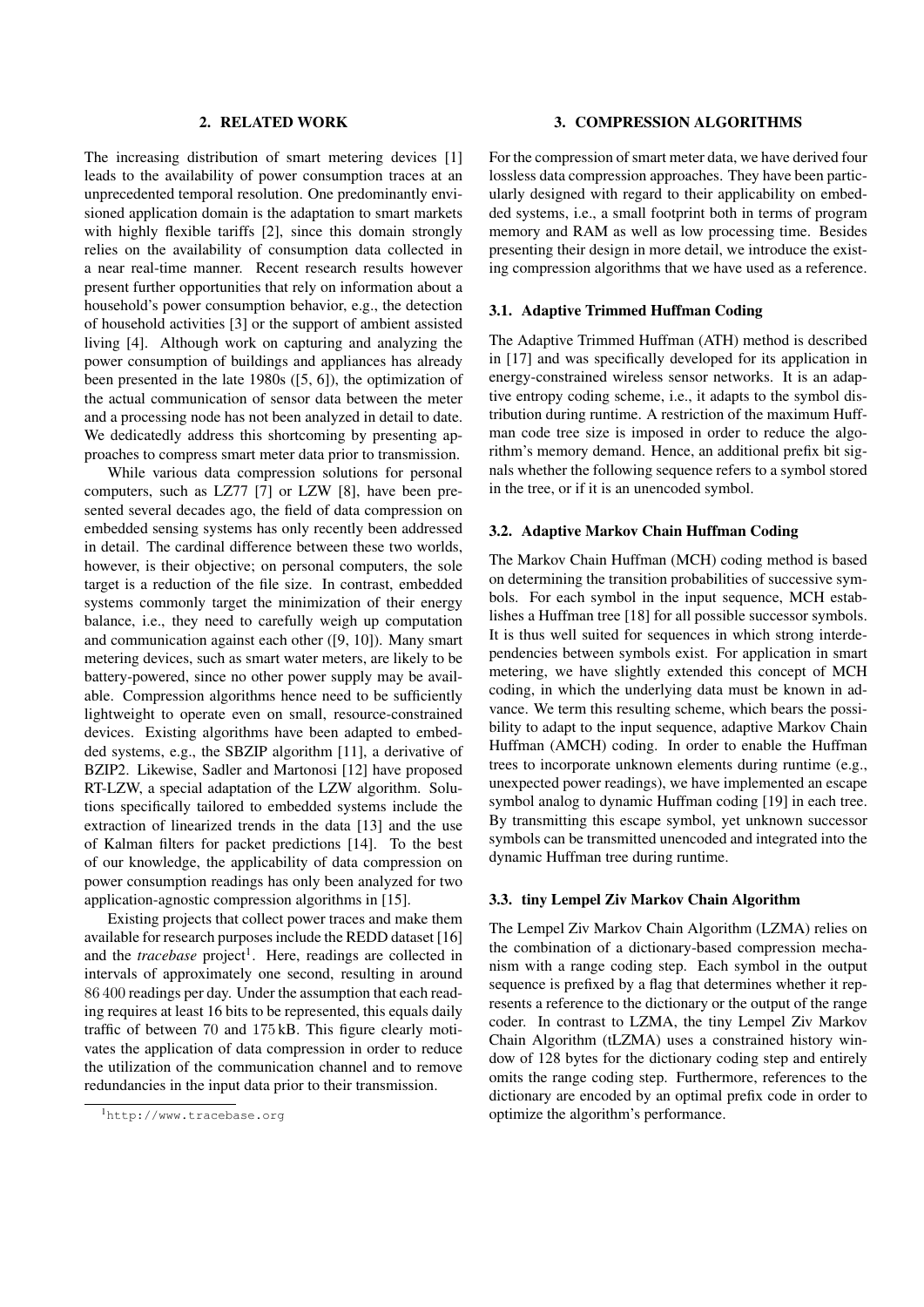## 2. RELATED WORK

The increasing distribution of smart metering devices [1] leads to the availability of power consumption traces at an unprecedented temporal resolution. One predominantly envisioned application domain is the adaptation to smart markets with highly flexible tariffs [2], since this domain strongly relies on the availability of consumption data collected in a near real-time manner. Recent research results however present further opportunities that rely on information about a household's power consumption behavior, e.g., the detection of household activities [3] or the support of ambient assisted living [4]. Although work on capturing and analyzing the power consumption of buildings and appliances has already been presented in the late 1980s ([5, 6]), the optimization of the actual communication of sensor data between the meter and a processing node has not been analyzed in detail to date. We dedicatedly address this shortcoming by presenting approaches to compress smart meter data prior to transmission.

While various data compression solutions for personal computers, such as LZ77 [7] or LZW [8], have been presented several decades ago, the field of data compression on embedded sensing systems has only recently been addressed in detail. The cardinal difference between these two worlds, however, is their objective; on personal computers, the sole target is a reduction of the file size. In contrast, embedded systems commonly target the minimization of their energy balance, i.e., they need to carefully weigh up computation and communication against each other ([9, 10]). Many smart metering devices, such as smart water meters, are likely to be battery-powered, since no other power supply may be available. Compression algorithms hence need to be sufficiently lightweight to operate even on small, resource-constrained devices. Existing algorithms have been adapted to embedded systems, e.g., the SBZIP algorithm [11], a derivative of BZIP2. Likewise, Sadler and Martonosi [12] have proposed RT-LZW, a special adaptation of the LZW algorithm. Solutions specifically tailored to embedded systems include the extraction of linearized trends in the data [13] and the use of Kalman filters for packet predictions [14]. To the best of our knowledge, the applicability of data compression on power consumption readings has only been analyzed for two application-agnostic compression algorithms in [15].

Existing projects that collect power traces and make them available for research purposes include the REDD dataset [16] and the *tracebase* project[1]. Here, readings are collected in intervals of approximately one second, resulting in around 86 400 readings per day. Under the assumption that each reading requires at least 16 bits to be represented, this equals daily traffic of between 70 and 175 kB. This figure clearly motivates the application of data compression in order to reduce the utilization of the communication channel and to remove redundancies in the input data prior to their transmission.

[1] http://www.tracebase.org

## 3. COMPRESSION ALGORITHMS

For the compression of smart meter data, we have derived four lossless data compression approaches. They have been particularly designed with regard to their applicability on embedded systems, i.e., a small footprint both in terms of program memory and RAM as well as low processing time. Besides presenting their design in more detail, we introduce the existing compression algorithms that we have used as a reference.

### 3.1. Adaptive Trimmed Huffman Coding

The Adaptive Trimmed Huffman (ATH) method is described in [17] and was specifically developed for its application in energy-constrained wireless sensor networks. It is an adaptive entropy coding scheme, i.e., it adapts to the symbol distribution during runtime. A restriction of the maximum Huffman code tree size is imposed in order to reduce the algorithm's memory demand. Hence, an additional prefix bit signals whether the following sequence refers to a symbol stored in the tree, or if it is an unencoded symbol.

### 3.2. Adaptive Markov Chain Huffman Coding

The Markov Chain Huffman (MCH) coding method is based on determining the transition probabilities of successive symbols. For each symbol in the input sequence, MCH establishes a Huffman tree [18] for all possible successor symbols. It is thus well suited for sequences in which strong interdependencies between symbols exist. For application in smart metering, we have slightly extended this concept of MCH coding, in which the underlying data must be known in advance. We term this resulting scheme, which bears the possibility to adapt to the input sequence, adaptive Markov Chain Huffman (AMCH) coding. In order to enable the Huffman trees to incorporate unknown elements during runtime (e.g., unexpected power readings), we have implemented an escape symbol analog to dynamic Huffman coding [19] in each tree. By transmitting this escape symbol, yet unknown successor symbols can be transmitted unencoded and integrated into the dynamic Huffman tree during runtime.

### 3.3. tiny Lempel Ziv Markov Chain Algorithm

The Lempel Ziv Markov Chain Algorithm (LZMA) relies on the combination of a dictionary-based compression mechanism with a range coding step. Each symbol in the output sequence is prefixed by a flag that determines whether it represents a reference to the dictionary or the output of the range coder. In contrast to LZMA, the tiny Lempel Ziv Markov Chain Algorithm (tLZMA) uses a constrained history window of 128 bytes for the dictionary coding step and entirely omits the range coding step. Furthermore, references to the dictionary are encoded by an optimal prefix code in order to optimize the algorithm's performance.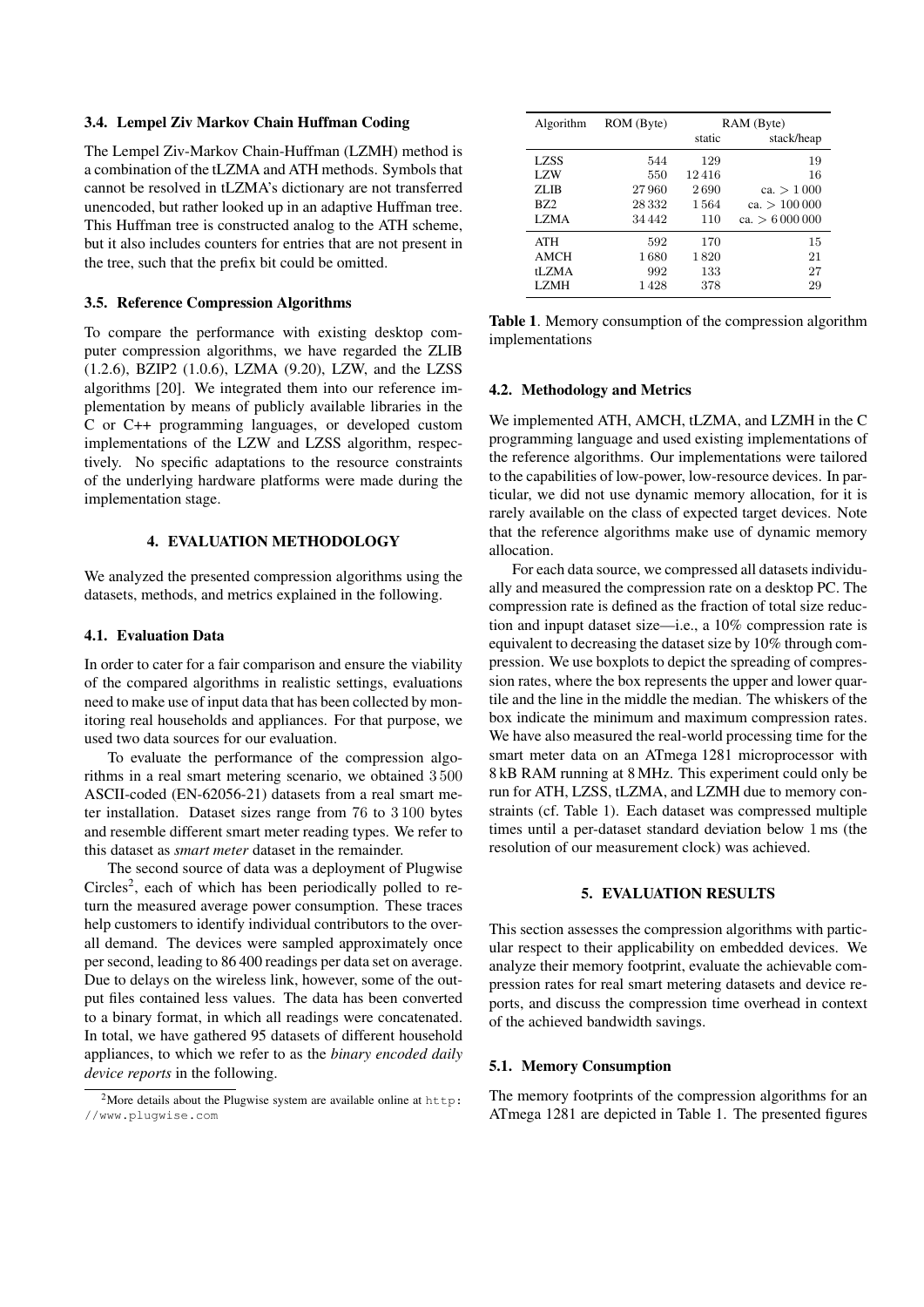### 3.4. Lempel Ziv Markov Chain Huffman Coding

The Lempel Ziv-Markov Chain-Huffman (LZMH) method is a combination of the tLZMA and ATH methods. Symbols that cannot be resolved in tLZMA's dictionary are not transferred unencoded, but rather looked up in an adaptive Huffman tree. This Huffman tree is constructed analog to the ATH scheme, but it also includes counters for entries that are not present in the tree, such that the prefix bit could be omitted.

### 3.5. Reference Compression Algorithms

To compare the performance with existing desktop computer compression algorithms, we have regarded the ZLIB (1.2.6), BZIP2 (1.0.6), LZMA (9.20), LZW, and the LZSS algorithms [20]. We integrated them into our reference implementation by means of publicly available libraries in the C or C++ programming languages, or developed custom implementations of the LZW and LZSS algorithm, respectively. No specific adaptations to the resource constraints of the underlying hardware platforms were made during the implementation stage.

## 4. EVALUATION METHODOLOGY

We analyzed the presented compression algorithms using the datasets, methods, and metrics explained in the following.

### 4.1. Evaluation Data

In order to cater for a fair comparison and ensure the viability of the compared algorithms in realistic settings, evaluations need to make use of input data that has been collected by monitoring real households and appliances. For that purpose, we used two data sources for our evaluation.

To evaluate the performance of the compression algorithms in a real smart metering scenario, we obtained 3 500 ASCII-coded (EN-62056-21) datasets from a real smart meter installation. Dataset sizes range from 76 to 3 100 bytes and resemble different smart meter reading types. We refer to this dataset as *smart meter* dataset in the remainder.

The second source of data was a deployment of Plugwise Circles[2], each of which has been periodically polled to return the measured average power consumption. These traces help customers to identify individual contributors to the overall demand. The devices were sampled approximately once per second, leading to 86 400 readings per data set on average. Due to delays on the wireless link, however, some of the output files contained less values. The data has been converted to a binary format, in which all readings were concatenated. In total, we have gathered 95 datasets of different household appliances, to which we refer to as the *binary encoded daily device reports* in the following.

[2]More details about the Plugwise system are available online at http://www.plugwise.com

| Algorithm | ROM (Byte) | RAM (Byte) | |
|---|---|---|---|
| | | static | stack/heap |
| LZSS | 544 | 129 | 19 |
| LZW | 550 | 12 416 | 16 |
| ZLIB | 27 960 | 2 690 | ca. > 1 000 |
| BZ2 | 28 332 | 1 564 | ca. > 100 000 |
| LZMA | 34 442 | 110 | ca. > 6 000 000 |
| ATH | 592 | 170 | 15 |
| AMCH | 1 680 | 1 820 | 21 |
| tLZMA | 992 | 133 | 27 |
| LZMH | 1 428 | 378 | 29 |

**Table 1**. Memory consumption of the compression algorithm implementations

### 4.2. Methodology and Metrics

We implemented ATH, AMCH, tLZMA, and LZMH in the C programming language and used existing implementations of the reference algorithms. Our implementations were tailored to the capabilities of low-power, low-resource devices. In particular, we did not use dynamic memory allocation, for it is rarely available on the class of expected target devices. Note that the reference algorithms make use of dynamic memory allocation.

For each data source, we compressed all datasets individually and measured the compression rate on a desktop PC. The compression rate is defined as the fraction of total size reduction and inpupt dataset size—i.e., a 10% compression rate is equivalent to decreasing the dataset size by 10% through compression. We use boxplots to depict the spreading of compression rates, where the box represents the upper and lower quartile and the line in the middle the median. The whiskers of the box indicate the minimum and maximum compression rates. We have also measured the real-world processing time for the smart meter data on an ATmega 1281 microprocessor with 8 kB RAM running at 8 MHz. This experiment could only be run for ATH, LZSS, tLZMA, and LZMH due to memory constraints (cf. Table 1). Each dataset was compressed multiple times until a per-dataset standard deviation below 1 ms (the resolution of our measurement clock) was achieved.

## 5. EVALUATION RESULTS

This section assesses the compression algorithms with particular respect to their applicability on embedded devices. We analyze their memory footprint, evaluate the achievable compression rates for real smart metering datasets and device reports, and discuss the compression time overhead in context of the achieved bandwidth savings.

### 5.1. Memory Consumption

The memory footprints of the compression algorithms for an ATmega 1281 are depicted in Table 1. The presented figures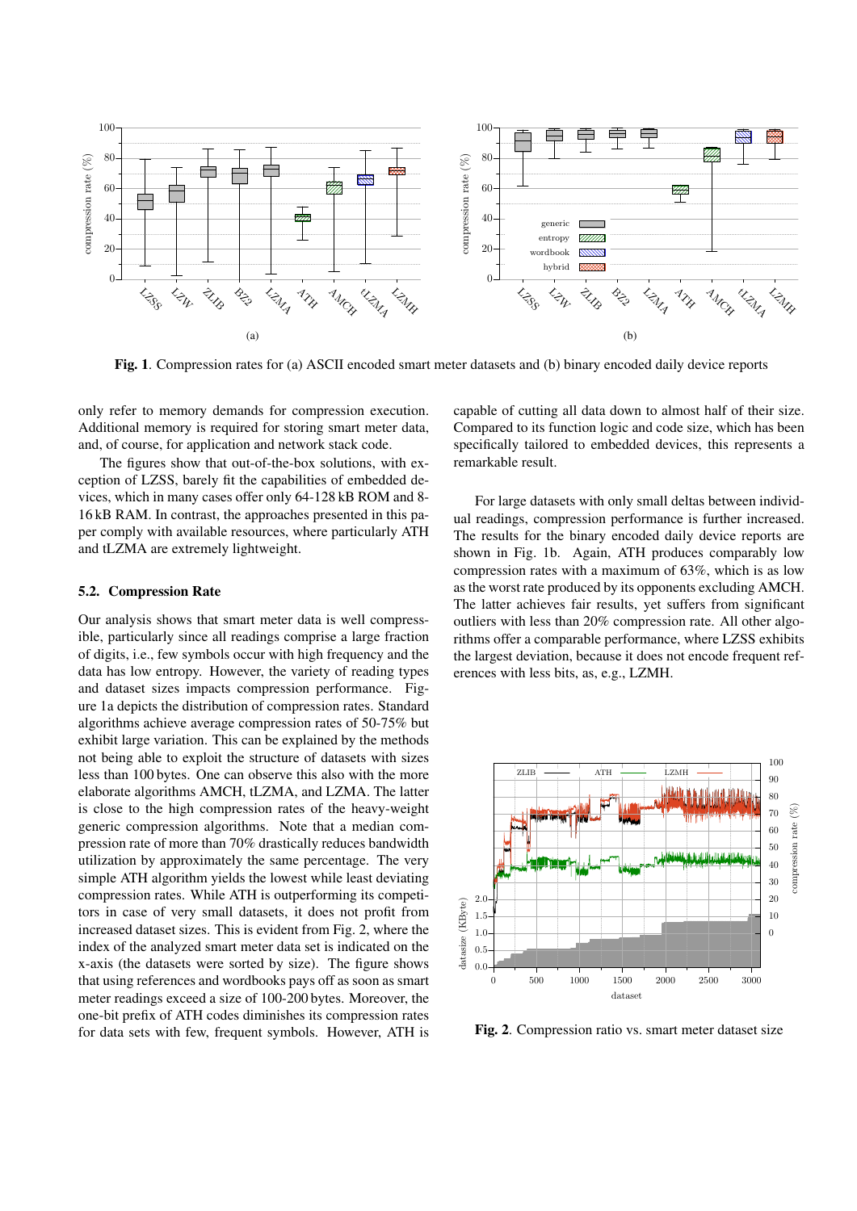Fig. 1. Compression rates for (a) ASCII encoded smart meter datasets and (b) binary encoded daily device reports

only refer to memory demands for compression execution. Additional memory is required for storing smart meter data, and, of course, for application and network stack code.

The figures show that out-of-the-box solutions, with exception of LZSS, barely fit the capabilities of embedded devices, which in many cases offer only 64-128 kB ROM and 8-16 kB RAM. In contrast, the approaches presented in this paper comply with available resources, where particularly ATH and tLZMA are extremely lightweight.

### 5.2. Compression Rate

Our analysis shows that smart meter data is well compressible, particularly since all readings comprise a large fraction of digits, i.e., few symbols occur with high frequency and the data has low entropy. However, the variety of reading types and dataset sizes impacts compression performance. Figure 1a depicts the distribution of compression rates. Standard algorithms achieve average compression rates of 50-75% but exhibit large variation. This can be explained by the methods not being able to exploit the structure of datasets with sizes less than 100 bytes. One can observe this also with the more elaborate algorithms AMCH, tLZMA, and LZMA. The latter is close to the high compression rates of the heavy-weight generic compression algorithms. Note that a median compression rate of more than 70% drastically reduces bandwidth utilization by approximately the same percentage. The very simple ATH algorithm yields the lowest while least deviating compression rates. While ATH is outperforming its competitors in case of very small datasets, it does not profit from increased dataset sizes. This is evident from Fig. 2, where the index of the analyzed smart meter data set is indicated on the x-axis (the datasets were sorted by size). The figure shows that using references and wordbooks pays off as soon as smart meter readings exceed a size of 100-200 bytes. Moreover, the one-bit prefix of ATH codes diminishes its compression rates for data sets with few, frequent symbols. However, ATH is capable of cutting all data down to almost half of their size. Compared to its function logic and code size, which has been specifically tailored to embedded devices, this represents a remarkable result.

For large datasets with only small deltas between individual readings, compression performance is further increased. The results for the binary encoded daily device reports are shown in Fig. 1b. Again, ATH produces comparably low compression rates with a maximum of 63%, which is as low as the worst rate produced by its opponents excluding AMCH. The latter achieves fair results, yet suffers from significant outliers with less than 20% compression rate. All other algorithms offer a comparable performance, where LZSS exhibits the largest deviation, because it does not encode frequent references with less bits, as, e.g., LZMH.

Fig. 2. Compression ratio vs. smart meter dataset size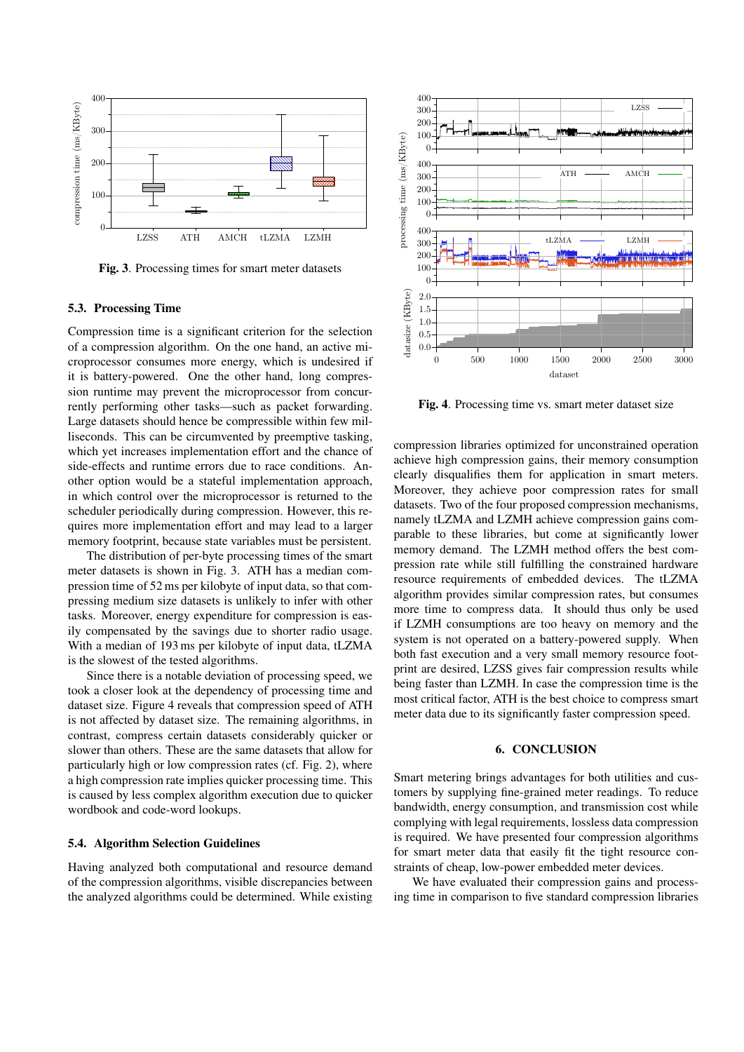Fig. 3. Processing times for smart meter datasets

### 5.3. Processing Time

Compression time is a significant criterion for the selection of a compression algorithm. On the one hand, an active microprocessor consumes more energy, which is undesired if it is battery-powered. One the other hand, long compression runtime may prevent the microprocessor from concurrently performing other tasks—such as packet forwarding. Large datasets should hence be compressible within few milliseconds. This can be circumvented by preemptive tasking, which yet increases implementation effort and the chance of side-effects and runtime errors due to race conditions. Another option would be a stateful implementation approach, in which control over the microprocessor is returned to the scheduler periodically during compression. However, this requires more implementation effort and may lead to a larger memory footprint, because state variables must be persistent.

The distribution of per-byte processing times of the smart meter datasets is shown in Fig. 3. ATH has a median compression time of 52 ms per kilobyte of input data, so that compressing medium size datasets is unlikely to infer with other tasks. Moreover, energy expenditure for compression is easily compensated by the savings due to shorter radio usage. With a median of 193 ms per kilobyte of input data, tLZMA is the slowest of the tested algorithms.

Since there is a notable deviation of processing speed, we took a closer look at the dependency of processing time and dataset size. Figure 4 reveals that compression speed of ATH is not affected by dataset size. The remaining algorithms, in contrast, compress certain datasets considerably quicker or slower than others. These are the same datasets that allow for particularly high or low compression rates (cf. Fig. 2), where a high compression rate implies quicker processing time. This is caused by less complex algorithm execution due to quicker wordbook and code-word lookups.

### 5.4. Algorithm Selection Guidelines

Having analyzed both computational and resource demand of the compression algorithms, visible discrepancies between the analyzed algorithms could be determined. While existing compression libraries optimized for unconstrained operation achieve high compression gains, their memory consumption clearly disqualifies them for application in smart meters. Moreover, they achieve poor compression rates for small datasets. Two of the four proposed compression mechanisms, namely tLZMA and LZMH achieve compression gains comparable to these libraries, but come at significantly lower memory demand. The LZMH method offers the best compression rate while still fulfilling the constrained hardware resource requirements of embedded devices. The tLZMA algorithm provides similar compression rates, but consumes more time to compress data. It should thus only be used if LZMH consumptions are too heavy on memory and the system is not operated on a battery-powered supply. When both fast execution and a very small memory resource footprint are desired, LZSS gives fair compression results while being faster than LZMH. In case the compression time is the most critical factor, ATH is the best choice to compress smart meter data due to its significantly faster compression speed.

Fig. 4. Processing time vs. smart meter dataset size

## 6. CONCLUSION

Smart metering brings advantages for both utilities and customers by supplying fine-grained meter readings. To reduce bandwidth, energy consumption, and transmission cost while complying with legal requirements, lossless data compression is required. We have presented four compression algorithms for smart meter data that easily fit the tight resource constraints of cheap, low-power embedded meter devices.

We have evaluated their compression gains and processing time in comparison to five standard compression libraries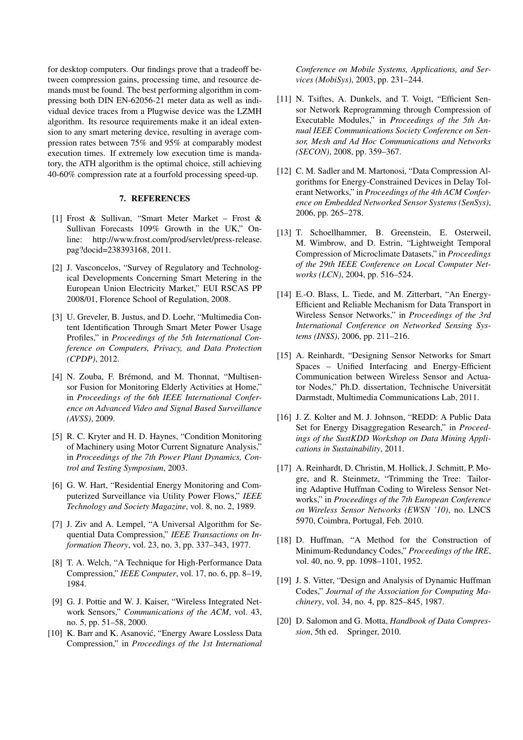for desktop computers. Our findings prove that a tradeoff between compression gains, processing time, and resource demands must be found. The best performing algorithm in compressing both DIN EN-62056-21 meter data as well as individual device traces from a Plugwise device was the LZMH algorithm. Its resource requirements make it an ideal extension to any smart metering device, resulting in average compression rates between 75% and 95% at comparably modest execution times. If extremely low execution time is mandatory, the ATH algorithm is the optimal choice, still achieving 40-60% compression rate at a fourfold processing speed-up.

## 7. REFERENCES

[1] Frost & Sullivan, "Smart Meter Market – Frost & Sullivan Forecasts 109% Growth in the UK," Online: http://www.frost.com/prod/servlet/press-release.pag?docid=238393168, 2011.

[2] J. Vasconcelos, "Survey of Regulatory and Technological Developments Concerning Smart Metering in the European Union Electricity Market," EUI RSCAS PP 2008/01, Florence School of Regulation, 2008.

[3] U. Greveler, B. Justus, and D. Loehr, "Multimedia Content Identification Through Smart Meter Power Usage Profiles," in *Proceedings of the 5th International Conference on Computers, Privacy, and Data Protection (CPDP)*, 2012.

[4] N. Zouba, F. Brémond, and M. Thonnat, "Multisensor Fusion for Monitoring Elderly Activities at Home," in *Proceedings of the 6th IEEE International Conference on Advanced Video and Signal Based Surveillance (AVSS)*, 2009.

[5] R. C. Kryter and H. D. Haynes, "Condition Monitoring of Machinery using Motor Current Signature Analysis," in *Proceedings of the 7th Power Plant Dynamics, Control and Testing Symposium*, 2003.

[6] G. W. Hart, "Residential Energy Monitoring and Computerized Surveillance via Utility Power Flows," *IEEE Technology and Society Magazine*, vol. 8, no. 2, 1989.

[7] J. Ziv and A. Lempel, "A Universal Algorithm for Sequential Data Compression," *IEEE Transactions on Information Theory*, vol. 23, no. 3, pp. 337–343, 1977.

[8] T. A. Welch, "A Technique for High-Performance Data Compression," *IEEE Computer*, vol. 17, no. 6, pp. 8–19, 1984.

[9] G. J. Pottie and W. J. Kaiser, "Wireless Integrated Network Sensors," *Communications of the ACM*, vol. 43, no. 5, pp. 51–58, 2000.

[10] K. Barr and K. Asanović, "Energy Aware Lossless Data Compression," in *Proceedings of the 1st International Conference on Mobile Systems, Applications, and Services (MobiSys)*, 2003, pp. 231–244.

[11] N. Tsiftes, A. Dunkels, and T. Voigt, "Efficient Sensor Network Reprogramming through Compression of Executable Modules," in *Proceedings of the 5th Annual IEEE Communications Society Conference on Sensor, Mesh and Ad Hoc Communications and Networks (SECON)*, 2008, pp. 359–367.

[12] C. M. Sadler and M. Martonosi, "Data Compression Algorithms for Energy-Constrained Devices in Delay Tolerant Networks," in *Proceedings of the 4th ACM Conference on Embedded Networked Sensor Systems (SenSys)*, 2006, pp. 265–278.

[13] T. Schoellhammer, B. Greenstein, E. Osterweil, M. Wimbrow, and D. Estrin, "Lightweight Temporal Compression of Microclimate Datasets," in *Proceedings of the 29th IEEE Conference on Local Computer Networks (LCN)*, 2004, pp. 516–524.

[14] E.-O. Blass, L. Tiede, and M. Zitterbart, "An Energy-Efficient and Reliable Mechanism for Data Transport in Wireless Sensor Networks," in *Proceedings of the 3rd International Conference on Networked Sensing Systems (INSS)*, 2006, pp. 211–216.

[15] A. Reinhardt, "Designing Sensor Networks for Smart Spaces – Unified Interfacing and Energy-Efficient Communication between Wireless Sensor and Actuator Nodes," Ph.D. dissertation, Technische Universität Darmstadt, Multimedia Communications Lab, 2011.

[16] J. Z. Kolter and M. J. Johnson, "REDD: A Public Data Set for Energy Disaggregation Research," in *Proceedings of the SustKDD Workshop on Data Mining Applications in Sustainability*, 2011.

[17] A. Reinhardt, D. Christin, M. Hollick, J. Schmitt, P. Mogre, and R. Steinmetz, "Trimming the Tree: Tailoring Adaptive Huffman Coding to Wireless Sensor Networks," in *Proceedings of the 7th European Conference on Wireless Sensor Networks (EWSN '10)*, no. LNCS 5970, Coimbra, Portugal, Feb. 2010.

[18] D. Huffman, "A Method for the Construction of Minimum-Redundancy Codes," *Proceedings of the IRE*, vol. 40, no. 9, pp. 1098–1101, 1952.

[19] J. S. Vitter, "Design and Analysis of Dynamic Huffman Codes," *Journal of the Association for Computing Machinery*, vol. 34, no. 4, pp. 825–845, 1987.

[20] D. Salomon and G. Motta, *Handbook of Data Compression*, 5th ed. Springer, 2010.